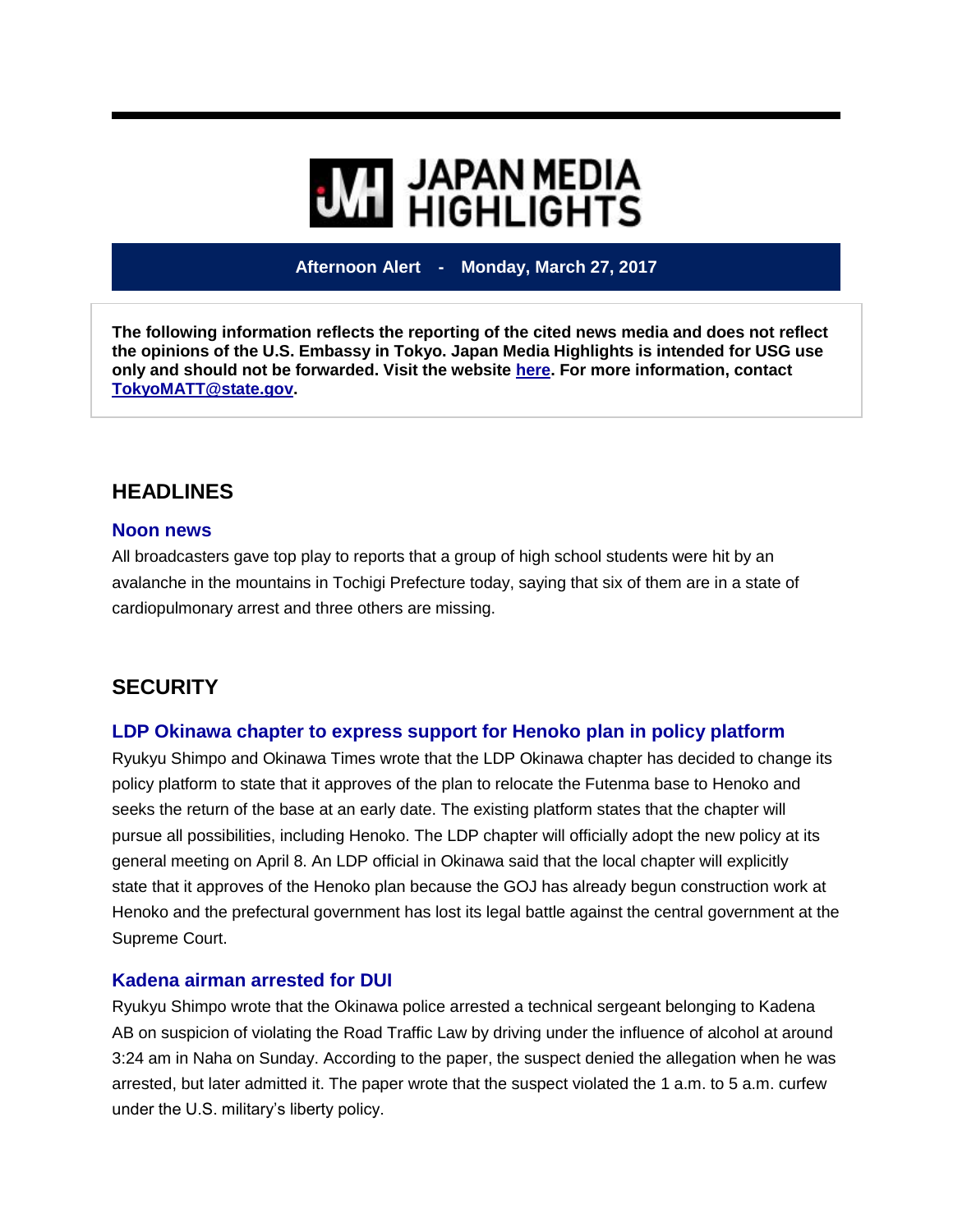# JAPAN MEDIA HIGHLIGHTS

**Afternoon Alert - Monday, March 27, 2017**

**The following information reflects the reporting of the cited news media and does not reflect the opinions of the U.S. Embassy in Tokyo. Japan Media Highlights is intended for USG use only and should not be forwarded. Visit the website here. For more information, contact TokyoMATT@state.gov.**

## HEADLINES

### Noon news

All broadcasters gave top play to reports that a group of high school students were hit by an avalanche in the mountains in Tochigi Prefecture today, saying that six of them are in a state of cardiopulmonary arrest and three others are missing.

## SECURITY

### LDP Okinawa chapter to express support for Henoko plan in policy platform

Ryukyu Shimpo and Okinawa Times wrote that the LDP Okinawa chapter has decided to change its policy platform to state that it approves of the plan to relocate the Futenma base to Henoko and seeks the return of the base at an early date. The existing platform states that the chapter will pursue all possibilities, including Henoko. The LDP chapter will officially adopt the new policy at its general meeting on April 8. An LDP official in Okinawa said that the local chapter will explicitly state that it approves of the Henoko plan because the GOJ has already begun construction work at Henoko and the prefectural government has lost its legal battle against the central government at the Supreme Court.

### Kadena airman arrested for DUI

Ryukyu Shimpo wrote that the Okinawa police arrested a technical sergeant belonging to Kadena AB on suspicion of violating the Road Traffic Law by driving under the influence of alcohol at around 3:24 am in Naha on Sunday. According to the paper, the suspect denied the allegation when he was arrested, but later admitted it. The paper wrote that the suspect violated the 1 a.m. to 5 a.m. curfew under the U.S. military's liberty policy.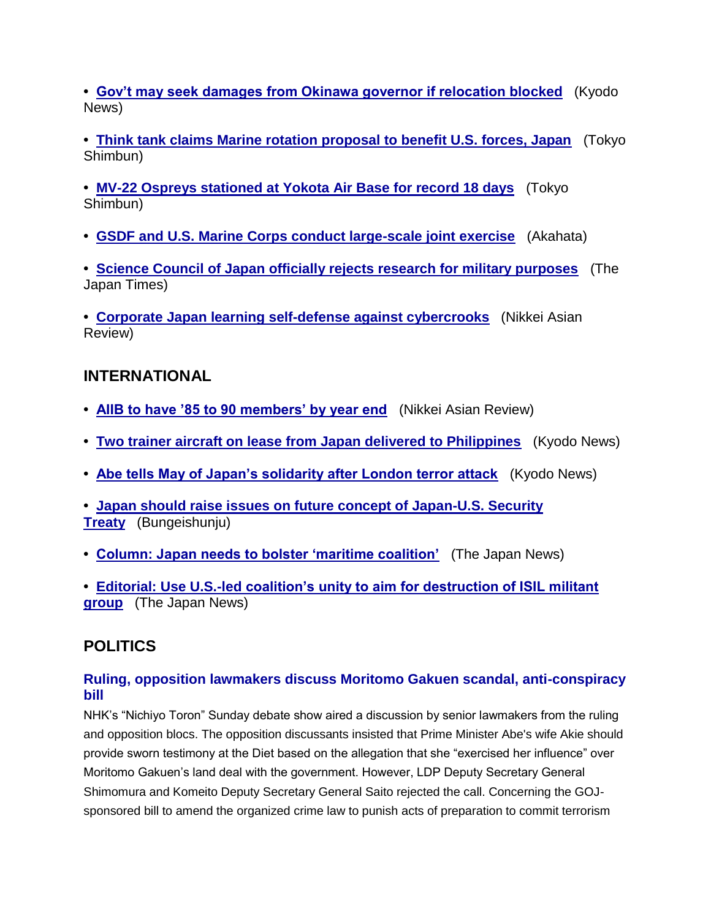- **Gov't may seek damages from Okinawa governor if relocation blocked** (Kyodo News)

- **Think tank claims Marine rotation proposal to benefit U.S. forces, Japan** (Tokyo Shimbun)

- **MV-22 Ospreys stationed at Yokota Air Base for record 18 days** (Tokyo Shimbun)

- **GSDF and U.S. Marine Corps conduct large-scale joint exercise** (Akahata)

- **Science Council of Japan officially rejects research for military purposes** (The Japan Times)

- **Corporate Japan learning self-defense against cybercrooks** (Nikkei Asian Review)

## INTERNATIONAL

- **AIIB to have '85 to 90 members' by year end** (Nikkei Asian Review)

- **Two trainer aircraft on lease from Japan delivered to Philippines** (Kyodo News)

- **Abe tells May of Japan's solidarity after London terror attack** (Kyodo News)

- **Japan should raise issues on future concept of Japan-U.S. Security Treaty** (Bungeishunju)

- **Column: Japan needs to bolster 'maritime coalition'** (The Japan News)

- **Editorial: Use U.S.-led coalition's unity to aim for destruction of ISIL militant group** (The Japan News)

## POLITICS

### Ruling, opposition lawmakers discuss Moritomo Gakuen scandal, anti-conspiracy bill

NHK's "Nichiyo Toron" Sunday debate show aired a discussion by senior lawmakers from the ruling and opposition blocs. The opposition discussants insisted that Prime Minister Abe's wife Akie should provide sworn testimony at the Diet based on the allegation that she "exercised her influence" over Moritomo Gakuen's land deal with the government. However, LDP Deputy Secretary General Shimomura and Komeito Deputy Secretary General Saito rejected the call. Concerning the GOJ-sponsored bill to amend the organized crime law to punish acts of preparation to commit terrorism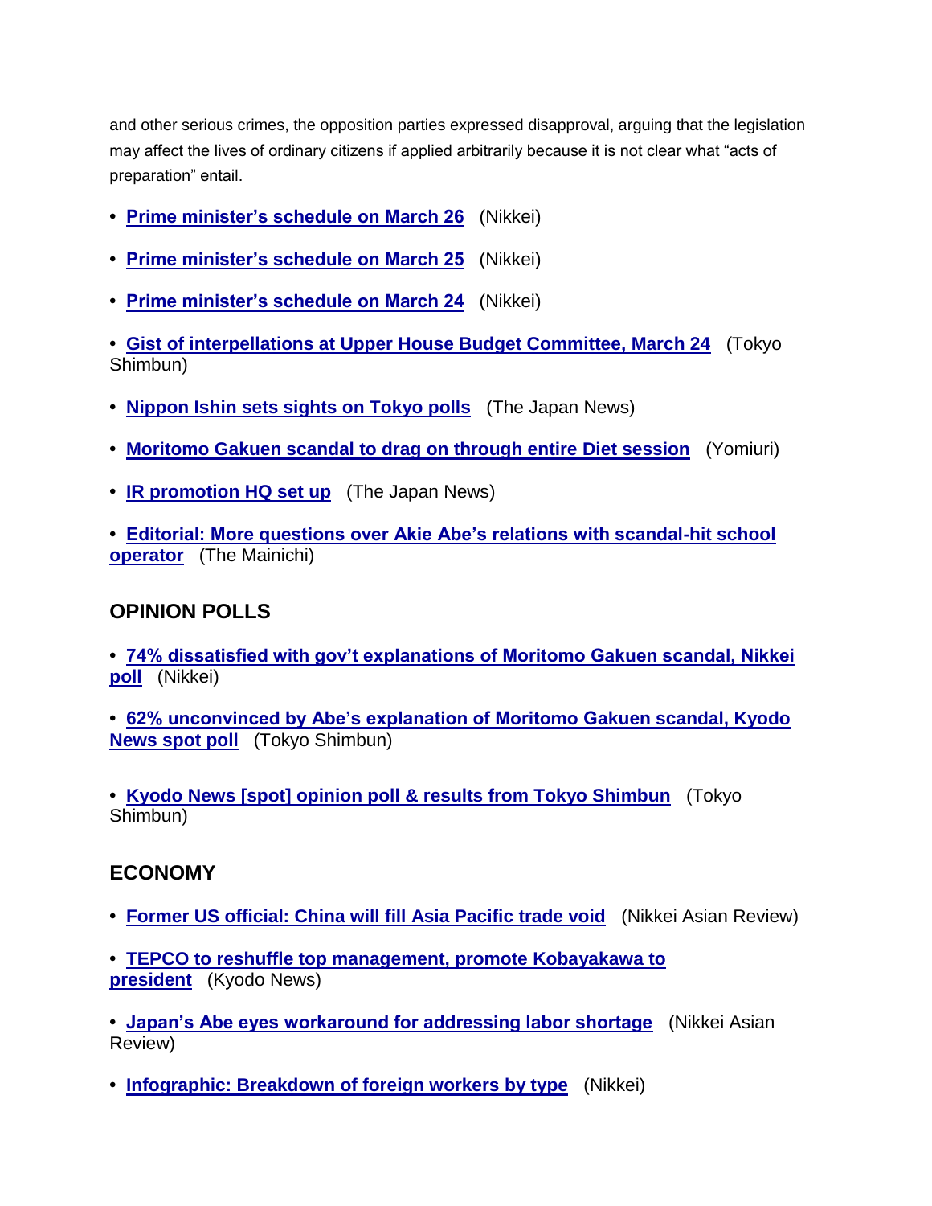and other serious crimes, the opposition parties expressed disapproval, arguing that the legislation may affect the lives of ordinary citizens if applied arbitrarily because it is not clear what "acts of preparation" entail.

- **Prime minister's schedule on March 26** (Nikkei)
- **Prime minister's schedule on March 25** (Nikkei)
- **Prime minister's schedule on March 24** (Nikkei)
- **Gist of interpellations at Upper House Budget Committee, March 24** (Tokyo Shimbun)
- **Nippon Ishin sets sights on Tokyo polls** (The Japan News)
- **Moritomo Gakuen scandal to drag on through entire Diet session** (Yomiuri)
- **IR promotion HQ set up** (The Japan News)
- **Editorial: More questions over Akie Abe's relations with scandal-hit school operator** (The Mainichi)

## OPINION POLLS

- **74% dissatisfied with gov't explanations of Moritomo Gakuen scandal, Nikkei poll** (Nikkei)
- **62% unconvinced by Abe's explanation of Moritomo Gakuen scandal, Kyodo News spot poll** (Tokyo Shimbun)
- **Kyodo News [spot] opinion poll & results from Tokyo Shimbun** (Tokyo Shimbun)

## ECONOMY

- **Former US official: China will fill Asia Pacific trade void** (Nikkei Asian Review)
- **TEPCO to reshuffle top management, promote Kobayakawa to president** (Kyodo News)
- **Japan's Abe eyes workaround for addressing labor shortage** (Nikkei Asian Review)
- **Infographic: Breakdown of foreign workers by type** (Nikkei)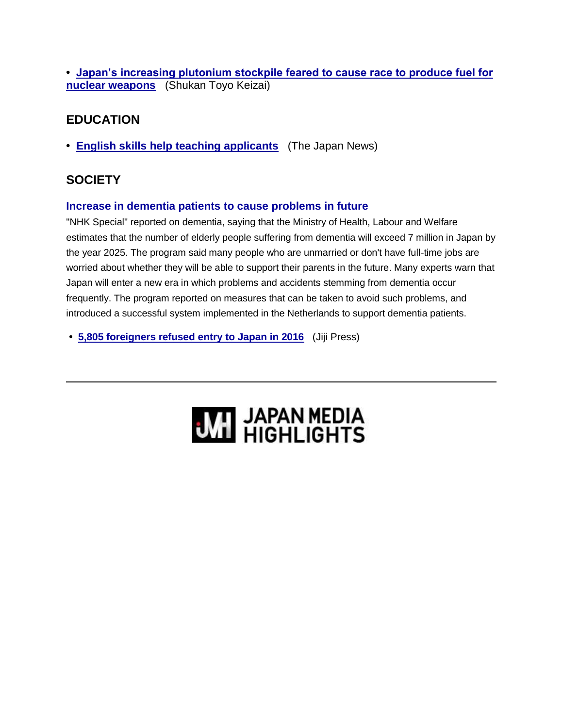- **Japan's increasing plutonium stockpile feared to cause race to produce fuel for nuclear weapons** (Shukan Toyo Keizai)

## EDUCATION

- **English skills help teaching applicants** (The Japan News)

## SOCIETY

### Increase in dementia patients to cause problems in future

"NHK Special" reported on dementia, saying that the Ministry of Health, Labour and Welfare estimates that the number of elderly people suffering from dementia will exceed 7 million in Japan by the year 2025. The program said many people who are unmarried or don't have full-time jobs are worried about whether they will be able to support their parents in the future. Many experts warn that Japan will enter a new era in which problems and accidents stemming from dementia occur frequently. The program reported on measures that can be taken to avoid such problems, and introduced a successful system implemented in the Netherlands to support dementia patients.

- **5,805 foreigners refused entry to Japan in 2016** (Jiji Press)

---

JAPAN MEDIA HIGHLIGHTS